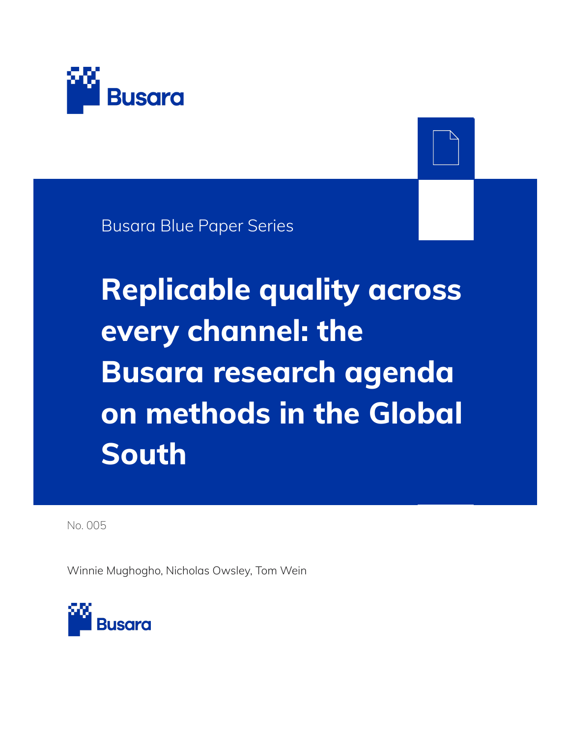Busara

Busara Blue Paper Series

# Replicable quality across every channel: the Busara research agenda on methods in the Global South

No. 005

Winnie Mughogho, Nicholas Owsley, Tom Wein

Busara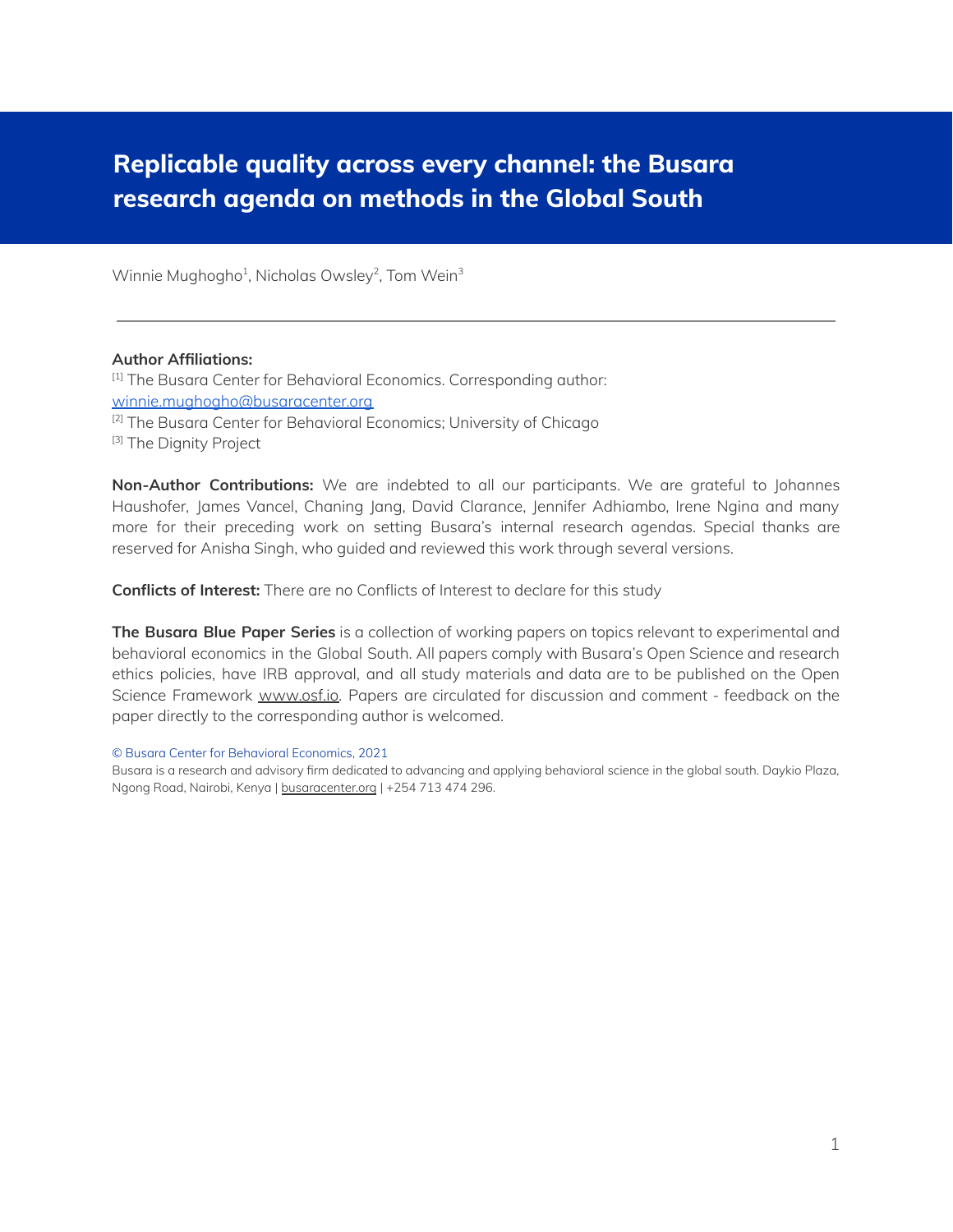# Replicable quality across every channel: the Busara research agenda on methods in the Global South

Winnie Mughogho[1], Nicholas Owsley[2], Tom Wein[3]

---

**Author Affiliations:**
[1] The Busara Center for Behavioral Economics. Corresponding author: winnie.mughogho@busaracenter.org
[2] The Busara Center for Behavioral Economics; University of Chicago
[3] The Dignity Project

**Non-Author Contributions:** We are indebted to all our participants. We are grateful to Johannes Haushofer, James Vancel, Chaning Jang, David Clarance, Jennifer Adhiambo, Irene Ngina and many more for their preceding work on setting Busara's internal research agendas. Special thanks are reserved for Anisha Singh, who guided and reviewed this work through several versions.

**Conflicts of Interest:** There are no Conflicts of Interest to declare for this study

**The Busara Blue Paper Series** is a collection of working papers on topics relevant to experimental and behavioral economics in the Global South. All papers comply with Busara's Open Science and research ethics policies, have IRB approval, and all study materials and data are to be published on the Open Science Framework www.osf.io. Papers are circulated for discussion and comment - feedback on the paper directly to the corresponding author is welcomed.

© Busara Center for Behavioral Economics, 2021
Busara is a research and advisory firm dedicated to advancing and applying behavioral science in the global south. Daykio Plaza, Ngong Road, Nairobi, Kenya | busaracenter.org | +254 713 474 296.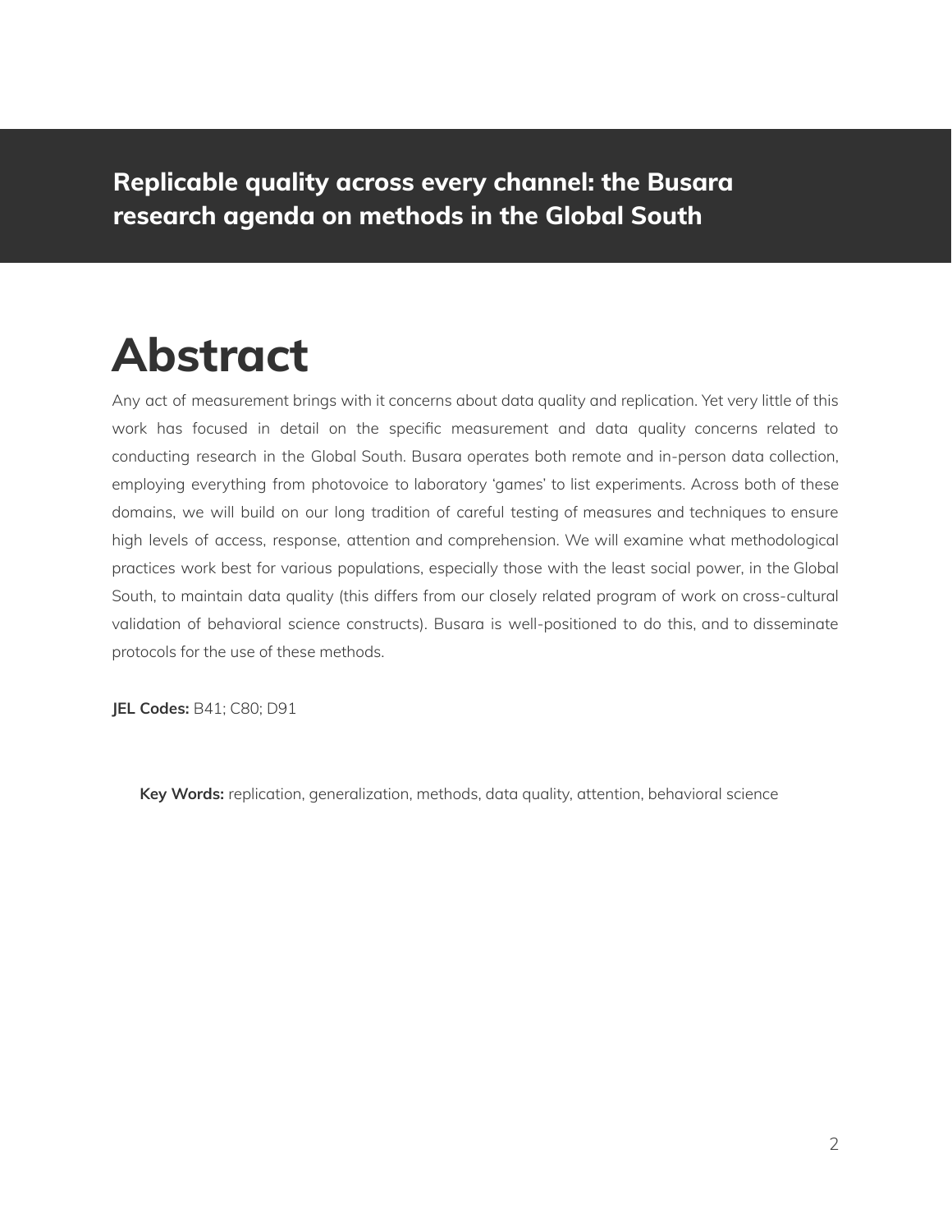# Replicable quality across every channel: the Busara research agenda on methods in the Global South

## Abstract

Any act of measurement brings with it concerns about data quality and replication. Yet very little of this work has focused in detail on the specific measurement and data quality concerns related to conducting research in the Global South. Busara operates both remote and in-person data collection, employing everything from photovoice to laboratory 'games' to list experiments. Across both of these domains, we will build on our long tradition of careful testing of measures and techniques to ensure high levels of access, response, attention and comprehension. We will examine what methodological practices work best for various populations, especially those with the least social power, in the Global South, to maintain data quality (this differs from our closely related program of work on cross-cultural validation of behavioral science constructs). Busara is well-positioned to do this, and to disseminate protocols for the use of these methods.

**JEL Codes:** B41; C80; D91

**Key Words:** replication, generalization, methods, data quality, attention, behavioral science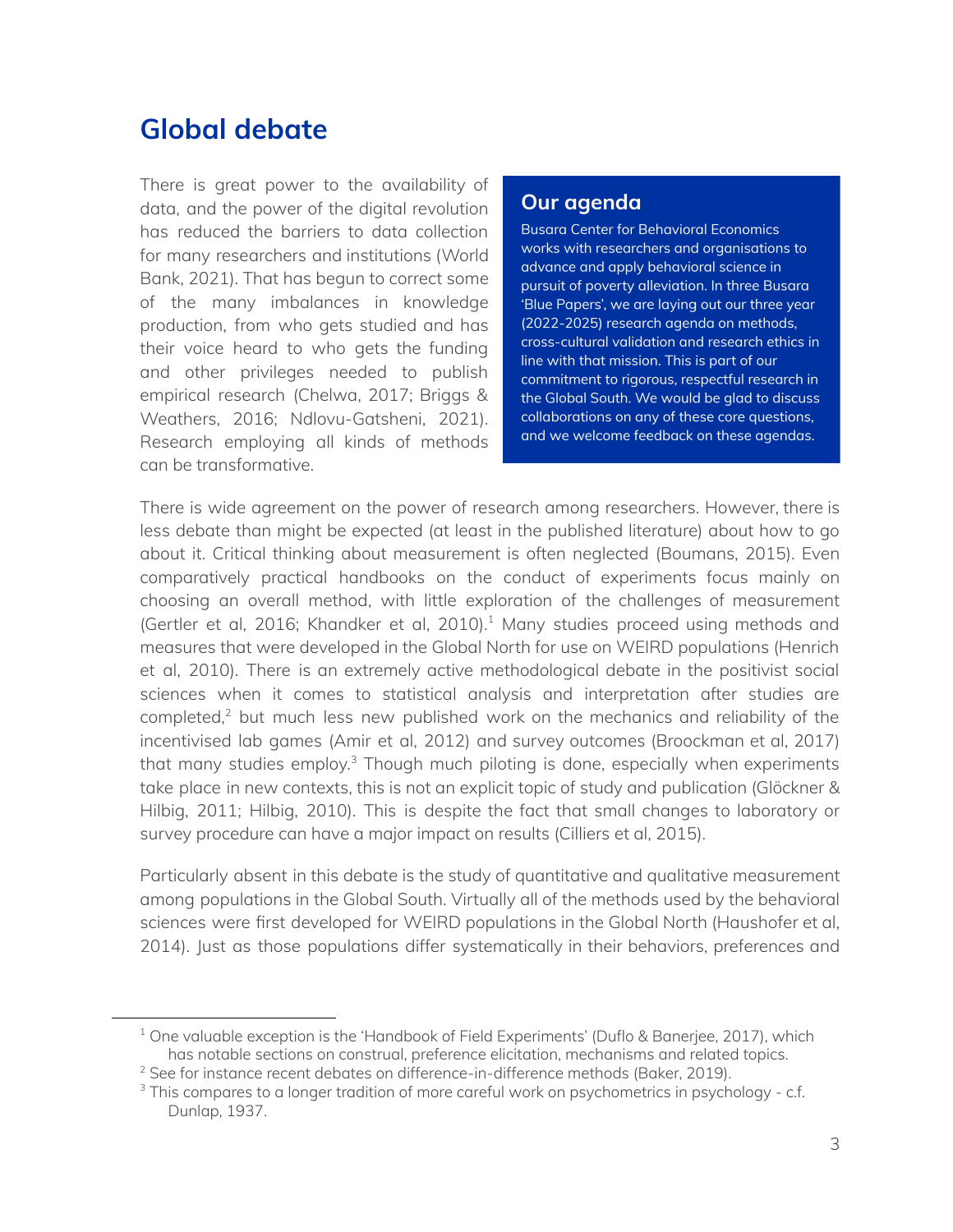## Global debate

There is great power to the availability of data, and the power of the digital revolution has reduced the barriers to data collection for many researchers and institutions (World Bank, 2021). That has begun to correct some of the many imbalances in knowledge production, from who gets studied and has their voice heard to who gets the funding and other privileges needed to publish empirical research (Chelwa, 2017; Briggs & Weathers, 2016; Ndlovu-Gatsheni, 2021). Research employing all kinds of methods can be transformative.

> **Our agenda**
>
> Busara Center for Behavioral Economics works with researchers and organisations to advance and apply behavioral science in pursuit of poverty alleviation. In three Busara 'Blue Papers', we are laying out our three year (2022-2025) research agenda on methods, cross-cultural validation and research ethics in line with that mission. This is part of our commitment to rigorous, respectful research in the Global South. We would be glad to discuss collaborations on any of these core questions, and we welcome feedback on these agendas.

There is wide agreement on the power of research among researchers. However, there is less debate than might be expected (at least in the published literature) about how to go about it. Critical thinking about measurement is often neglected (Boumans, 2015). Even comparatively practical handbooks on the conduct of experiments focus mainly on choosing an overall method, with little exploration of the challenges of measurement (Gertler et al, 2016; Khandker et al, 2010).[1] Many studies proceed using methods and measures that were developed in the Global North for use on WEIRD populations (Henrich et al, 2010). There is an extremely active methodological debate in the positivist social sciences when it comes to statistical analysis and interpretation after studies are completed,[2] but much less new published work on the mechanics and reliability of the incentivised lab games (Amir et al, 2012) and survey outcomes (Broockman et al, 2017) that many studies employ.[3] Though much piloting is done, especially when experiments take place in new contexts, this is not an explicit topic of study and publication (Glöckner & Hilbig, 2011; Hilbig, 2010). This is despite the fact that small changes to laboratory or survey procedure can have a major impact on results (Cilliers et al, 2015).

Particularly absent in this debate is the study of quantitative and qualitative measurement among populations in the Global South. Virtually all of the methods used by the behavioral sciences were first developed for WEIRD populations in the Global North (Haushofer et al, 2014). Just as those populations differ systematically in their behaviors, preferences and

---

[1] One valuable exception is the 'Handbook of Field Experiments' (Duflo & Banerjee, 2017), which has notable sections on construal, preference elicitation, mechanisms and related topics.

[2] See for instance recent debates on difference-in-difference methods (Baker, 2019).

[3] This compares to a longer tradition of more careful work on psychometrics in psychology - c.f. Dunlap, 1937.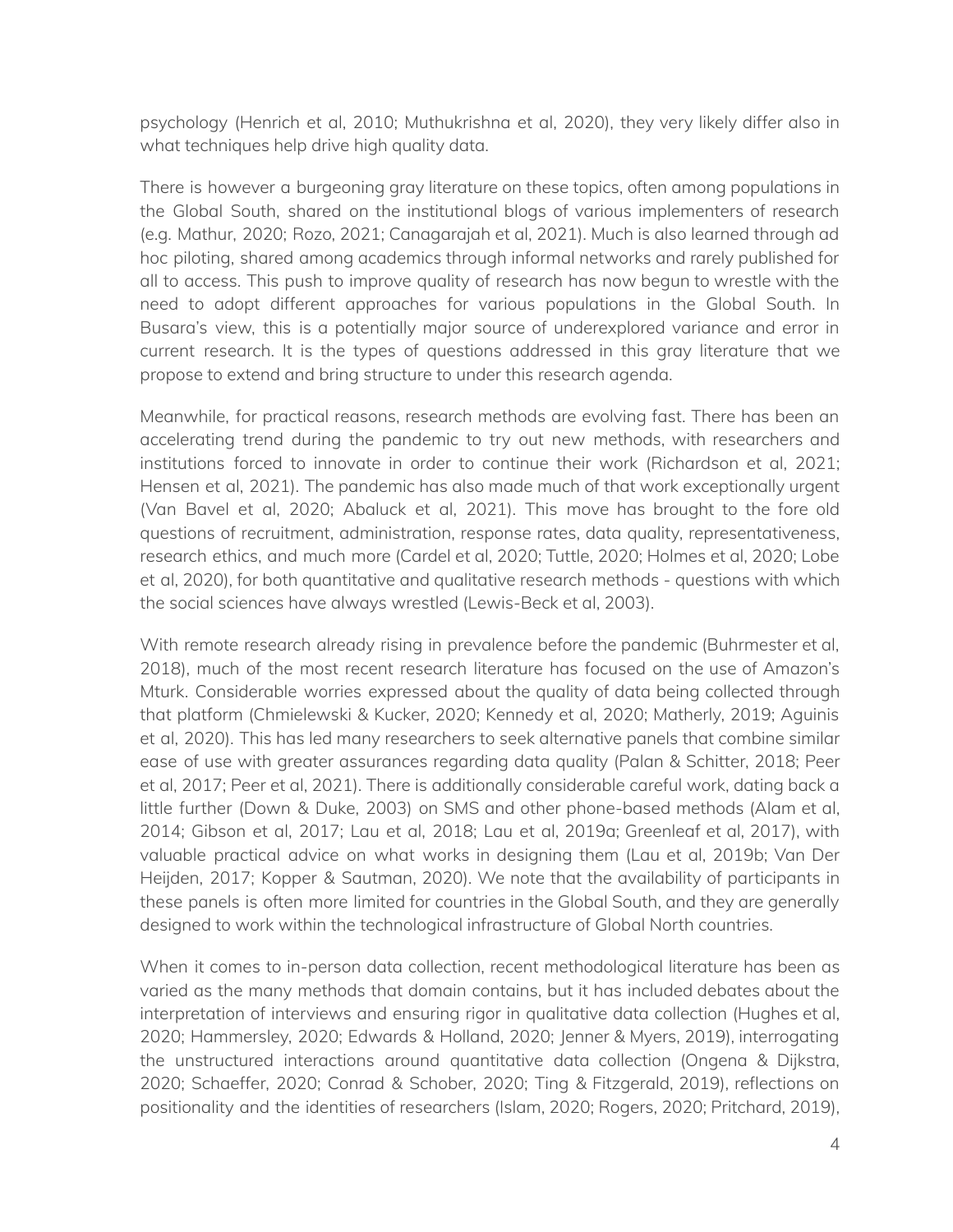psychology (Henrich et al, 2010; Muthukrishna et al, 2020), they very likely differ also in what techniques help drive high quality data.

There is however a burgeoning gray literature on these topics, often among populations in the Global South, shared on the institutional blogs of various implementers of research (e.g. Mathur, 2020; Rozo, 2021; Canagarajah et al, 2021). Much is also learned through ad hoc piloting, shared among academics through informal networks and rarely published for all to access. This push to improve quality of research has now begun to wrestle with the need to adopt different approaches for various populations in the Global South. In Busara's view, this is a potentially major source of underexplored variance and error in current research. It is the types of questions addressed in this gray literature that we propose to extend and bring structure to under this research agenda.

Meanwhile, for practical reasons, research methods are evolving fast. There has been an accelerating trend during the pandemic to try out new methods, with researchers and institutions forced to innovate in order to continue their work (Richardson et al, 2021; Hensen et al, 2021). The pandemic has also made much of that work exceptionally urgent (Van Bavel et al, 2020; Abaluck et al, 2021). This move has brought to the fore old questions of recruitment, administration, response rates, data quality, representativeness, research ethics, and much more (Cardel et al, 2020; Tuttle, 2020; Holmes et al, 2020; Lobe et al, 2020), for both quantitative and qualitative research methods - questions with which the social sciences have always wrestled (Lewis-Beck et al, 2003).

With remote research already rising in prevalence before the pandemic (Buhrmester et al, 2018), much of the most recent research literature has focused on the use of Amazon's Mturk. Considerable worries expressed about the quality of data being collected through that platform (Chmielewski & Kucker, 2020; Kennedy et al, 2020; Matherly, 2019; Aguinis et al, 2020). This has led many researchers to seek alternative panels that combine similar ease of use with greater assurances regarding data quality (Palan & Schitter, 2018; Peer et al, 2017; Peer et al, 2021). There is additionally considerable careful work, dating back a little further (Down & Duke, 2003) on SMS and other phone-based methods (Alam et al, 2014; Gibson et al, 2017; Lau et al, 2018; Lau et al, 2019a; Greenleaf et al, 2017), with valuable practical advice on what works in designing them (Lau et al, 2019b; Van Der Heijden, 2017; Kopper & Sautman, 2020). We note that the availability of participants in these panels is often more limited for countries in the Global South, and they are generally designed to work within the technological infrastructure of Global North countries.

When it comes to in-person data collection, recent methodological literature has been as varied as the many methods that domain contains, but it has included debates about the interpretation of interviews and ensuring rigor in qualitative data collection (Hughes et al, 2020; Hammersley, 2020; Edwards & Holland, 2020; Jenner & Myers, 2019), interrogating the unstructured interactions around quantitative data collection (Ongena & Dijkstra, 2020; Schaeffer, 2020; Conrad & Schober, 2020; Ting & Fitzgerald, 2019), reflections on positionality and the identities of researchers (Islam, 2020; Rogers, 2020; Pritchard, 2019),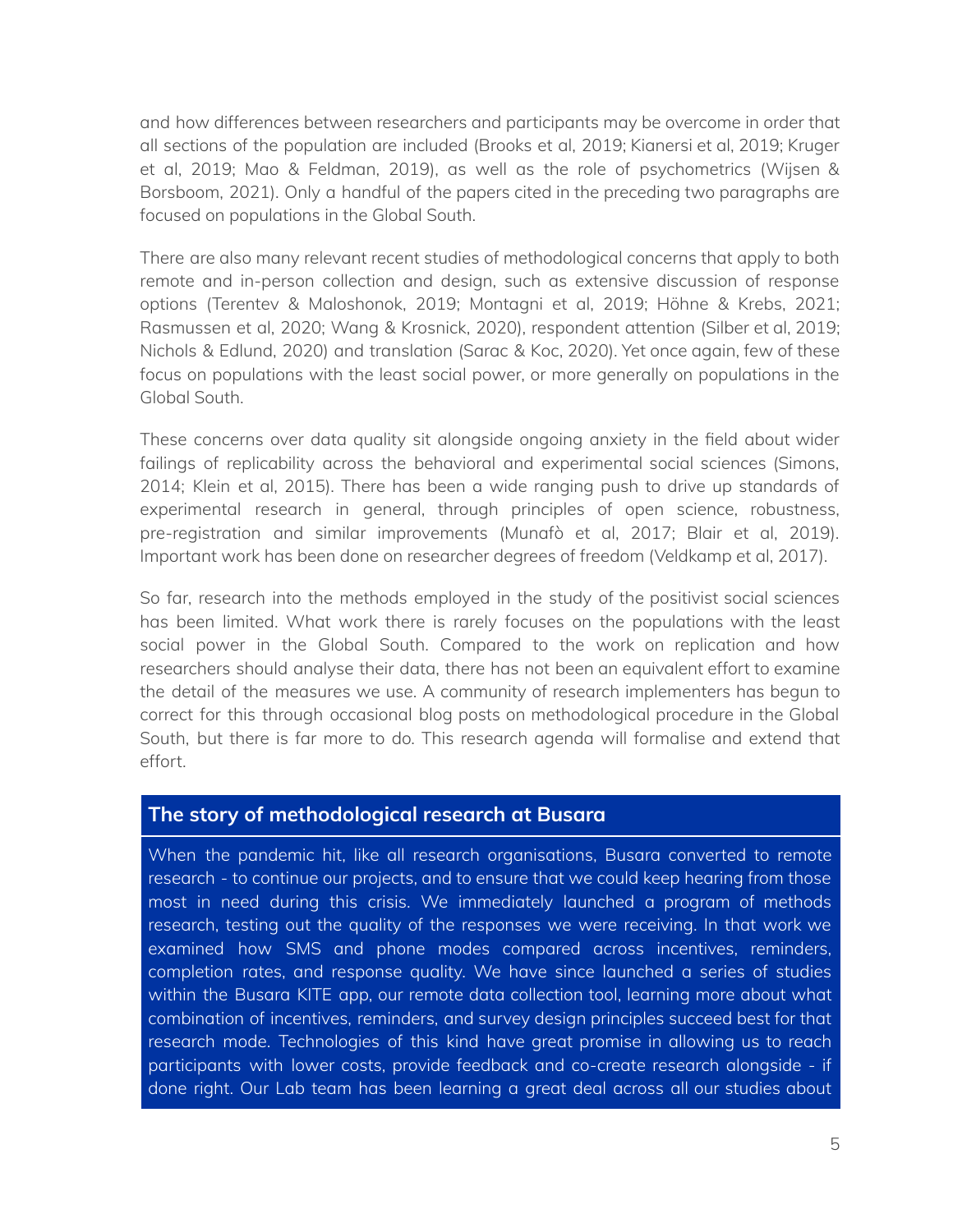and how differences between researchers and participants may be overcome in order that all sections of the population are included (Brooks et al, 2019; Kianersi et al, 2019; Kruger et al, 2019; Mao & Feldman, 2019), as well as the role of psychometrics (Wijsen & Borsboom, 2021). Only a handful of the papers cited in the preceding two paragraphs are focused on populations in the Global South.

There are also many relevant recent studies of methodological concerns that apply to both remote and in-person collection and design, such as extensive discussion of response options (Terentev & Maloshonok, 2019; Montagni et al, 2019; Höhne & Krebs, 2021; Rasmussen et al, 2020; Wang & Krosnick, 2020), respondent attention (Silber et al, 2019; Nichols & Edlund, 2020) and translation (Sarac & Koc, 2020). Yet once again, few of these focus on populations with the least social power, or more generally on populations in the Global South.

These concerns over data quality sit alongside ongoing anxiety in the field about wider failings of replicability across the behavioral and experimental social sciences (Simons, 2014; Klein et al, 2015). There has been a wide ranging push to drive up standards of experimental research in general, through principles of open science, robustness, pre-registration and similar improvements (Munafò et al, 2017; Blair et al, 2019). Important work has been done on researcher degrees of freedom (Veldkamp et al, 2017).

So far, research into the methods employed in the study of the positivist social sciences has been limited. What work there is rarely focuses on the populations with the least social power in the Global South. Compared to the work on replication and how researchers should analyse their data, there has not been an equivalent effort to examine the detail of the measures we use. A community of research implementers has begun to correct for this through occasional blog posts on methodological procedure in the Global South, but there is far more to do. This research agenda will formalise and extend that effort.

### The story of methodological research at Busara

When the pandemic hit, like all research organisations, Busara converted to remote research - to continue our projects, and to ensure that we could keep hearing from those most in need during this crisis. We immediately launched a program of methods research, testing out the quality of the responses we were receiving. In that work we examined how SMS and phone modes compared across incentives, reminders, completion rates, and response quality. We have since launched a series of studies within the Busara KITE app, our remote data collection tool, learning more about what combination of incentives, reminders, and survey design principles succeed best for that research mode. Technologies of this kind have great promise in allowing us to reach participants with lower costs, provide feedback and co-create research alongside - if done right. Our Lab team has been learning a great deal across all our studies about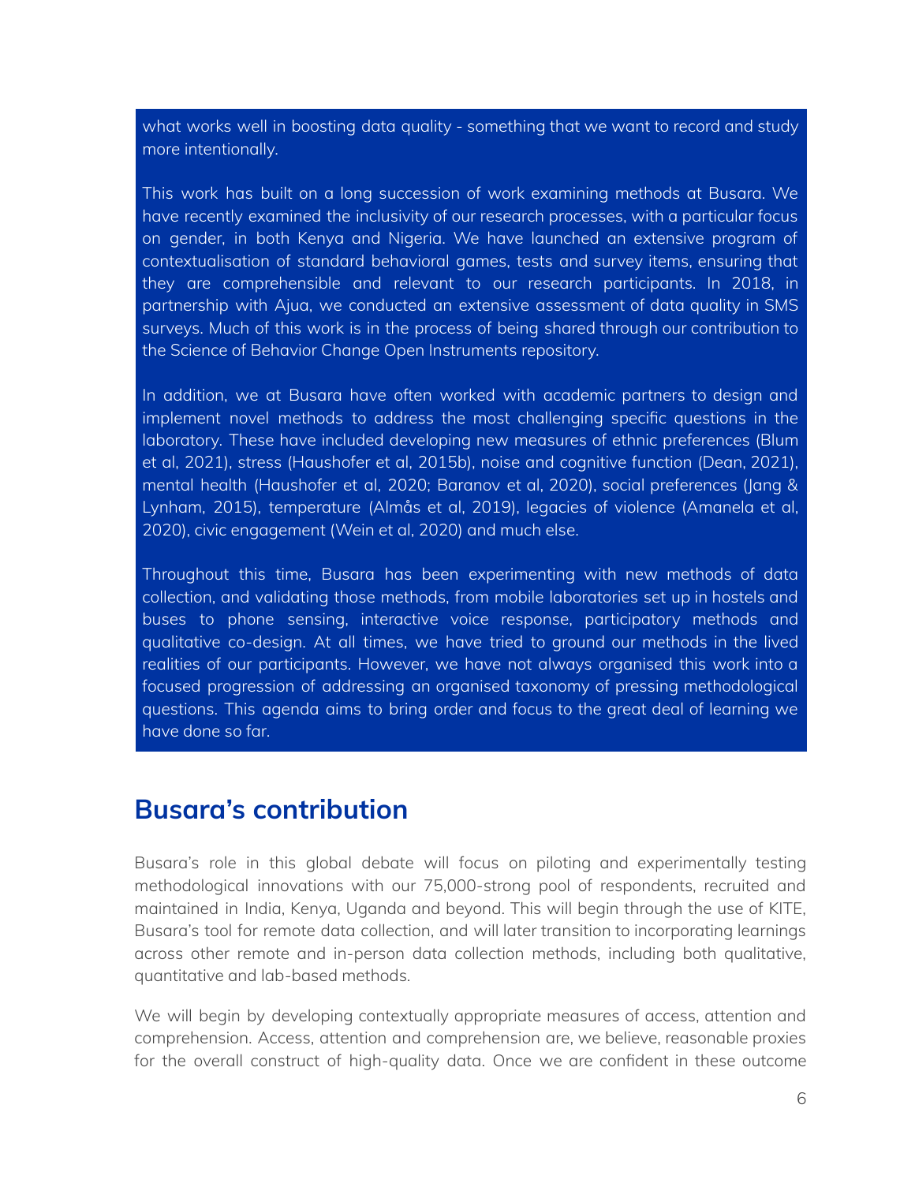what works well in boosting data quality - something that we want to record and study more intentionally.

This work has built on a long succession of work examining methods at Busara. We have recently examined the inclusivity of our research processes, with a particular focus on gender, in both Kenya and Nigeria. We have launched an extensive program of contextualisation of standard behavioral games, tests and survey items, ensuring that they are comprehensible and relevant to our research participants. In 2018, in partnership with Ajua, we conducted an extensive assessment of data quality in SMS surveys. Much of this work is in the process of being shared through our contribution to the Science of Behavior Change Open Instruments repository.

In addition, we at Busara have often worked with academic partners to design and implement novel methods to address the most challenging specific questions in the laboratory. These have included developing new measures of ethnic preferences (Blum et al, 2021), stress (Haushofer et al, 2015b), noise and cognitive function (Dean, 2021), mental health (Haushofer et al, 2020; Baranov et al, 2020), social preferences (Jang & Lynham, 2015), temperature (Almås et al, 2019), legacies of violence (Amanela et al, 2020), civic engagement (Wein et al, 2020) and much else.

Throughout this time, Busara has been experimenting with new methods of data collection, and validating those methods, from mobile laboratories set up in hostels and buses to phone sensing, interactive voice response, participatory methods and qualitative co-design. At all times, we have tried to ground our methods in the lived realities of our participants. However, we have not always organised this work into a focused progression of addressing an organised taxonomy of pressing methodological questions. This agenda aims to bring order and focus to the great deal of learning we have done so far.

## Busara's contribution

Busara's role in this global debate will focus on piloting and experimentally testing methodological innovations with our 75,000-strong pool of respondents, recruited and maintained in India, Kenya, Uganda and beyond. This will begin through the use of KITE, Busara's tool for remote data collection, and will later transition to incorporating learnings across other remote and in-person data collection methods, including both qualitative, quantitative and lab-based methods.

We will begin by developing contextually appropriate measures of access, attention and comprehension. Access, attention and comprehension are, we believe, reasonable proxies for the overall construct of high-quality data. Once we are confident in these outcome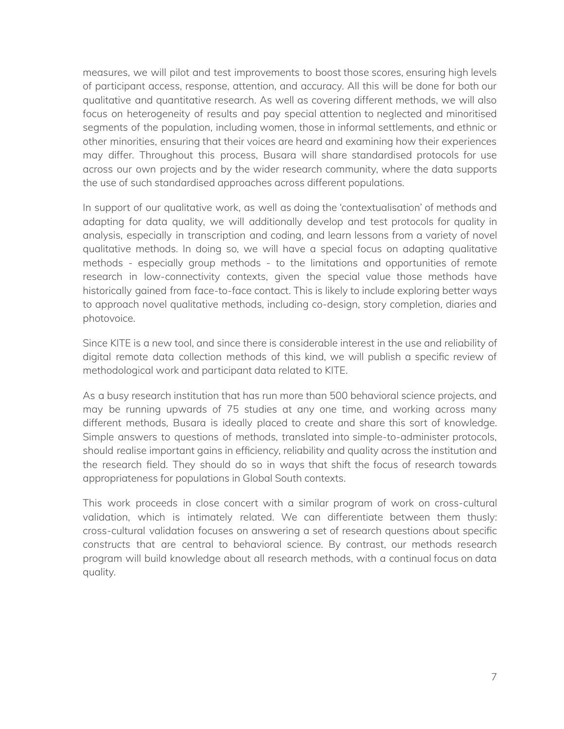measures, we will pilot and test improvements to boost those scores, ensuring high levels of participant access, response, attention, and accuracy. All this will be done for both our qualitative and quantitative research. As well as covering different methods, we will also focus on heterogeneity of results and pay special attention to neglected and minoritised segments of the population, including women, those in informal settlements, and ethnic or other minorities, ensuring that their voices are heard and examining how their experiences may differ. Throughout this process, Busara will share standardised protocols for use across our own projects and by the wider research community, where the data supports the use of such standardised approaches across different populations.

In support of our qualitative work, as well as doing the 'contextualisation' of methods and adapting for data quality, we will additionally develop and test protocols for quality in analysis, especially in transcription and coding, and learn lessons from a variety of novel qualitative methods. In doing so, we will have a special focus on adapting qualitative methods - especially group methods - to the limitations and opportunities of remote research in low-connectivity contexts, given the special value those methods have historically gained from face-to-face contact. This is likely to include exploring better ways to approach novel qualitative methods, including co-design, story completion, diaries and photovoice.

Since KITE is a new tool, and since there is considerable interest in the use and reliability of digital remote data collection methods of this kind, we will publish a specific review of methodological work and participant data related to KITE.

As a busy research institution that has run more than 500 behavioral science projects, and may be running upwards of 75 studies at any one time, and working across many different methods, Busara is ideally placed to create and share this sort of knowledge. Simple answers to questions of methods, translated into simple-to-administer protocols, should realise important gains in efficiency, reliability and quality across the institution and the research field. They should do so in ways that shift the focus of research towards appropriateness for populations in Global South contexts.

This work proceeds in close concert with a similar program of work on cross-cultural validation, which is intimately related. We can differentiate between them thusly: cross-cultural validation focuses on answering a set of research questions about specific *constructs* that are central to behavioral science. By contrast, our methods research program will build knowledge about all research methods, with a continual focus on data quality.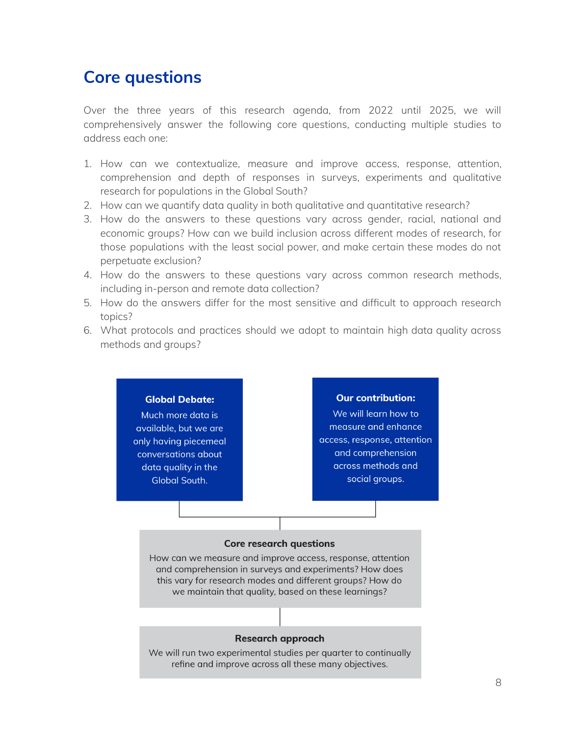## Core questions

Over the three years of this research agenda, from 2022 until 2025, we will comprehensively answer the following core questions, conducting multiple studies to address each one:

1. How can we contextualize, measure and improve access, response, attention, comprehension and depth of responses in surveys, experiments and qualitative research for populations in the Global South?
2. How can we quantify data quality in both qualitative and quantitative research?
3. How do the answers to these questions vary across gender, racial, national and economic groups? How can we build inclusion across different modes of research, for those populations with the least social power, and make certain these modes do not perpetuate exclusion?
4. How do the answers to these questions vary across common research methods, including in-person and remote data collection?
5. How do the answers differ for the most sensitive and difficult to approach research topics?
6. What protocols and practices should we adopt to maintain high data quality across methods and groups?

**Global Debate:**
Much more data is available, but we are only having piecemeal conversations about data quality in the Global South.

**Our contribution:**
We will learn how to measure and enhance access, response, attention and comprehension across methods and social groups.

**Core research questions**
How can we measure and improve access, response, attention and comprehension in surveys and experiments? How does this vary for research modes and different groups? How do we maintain that quality, based on these learnings?

**Research approach**
We will run two experimental studies per quarter to continually refine and improve across all these many objectives.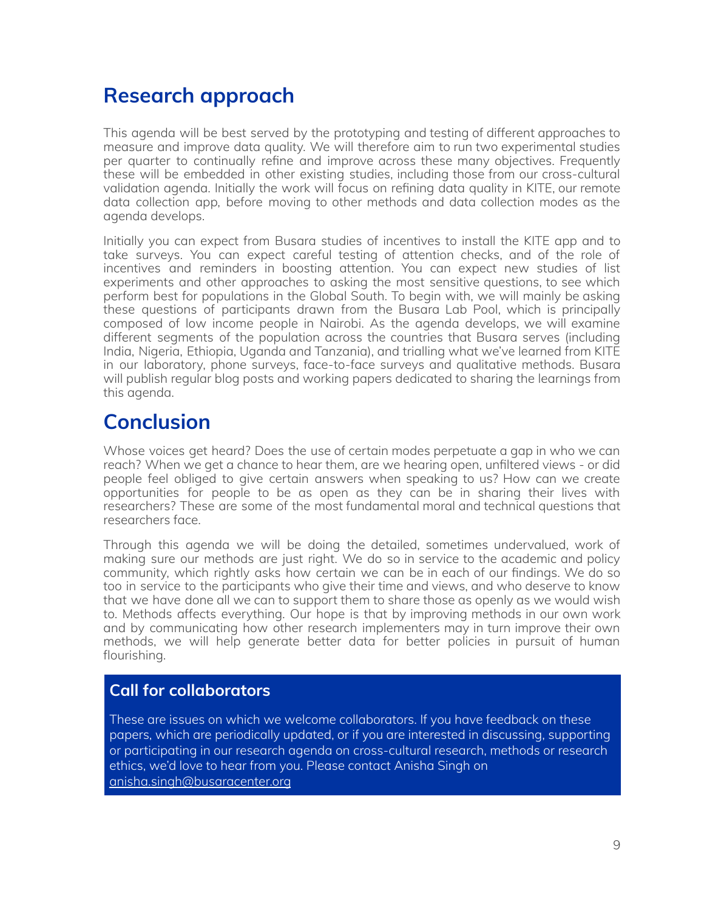## Research approach

This agenda will be best served by the prototyping and testing of different approaches to measure and improve data quality. We will therefore aim to run two experimental studies per quarter to continually refine and improve across these many objectives. Frequently these will be embedded in other existing studies, including those from our cross-cultural validation agenda. Initially the work will focus on refining data quality in KITE, our remote data collection app, before moving to other methods and data collection modes as the agenda develops.

Initially you can expect from Busara studies of incentives to install the KITE app and to take surveys. You can expect careful testing of attention checks, and of the role of incentives and reminders in boosting attention. You can expect new studies of list experiments and other approaches to asking the most sensitive questions, to see which perform best for populations in the Global South. To begin with, we will mainly be asking these questions of participants drawn from the Busara Lab Pool, which is principally composed of low income people in Nairobi. As the agenda develops, we will examine different segments of the population across the countries that Busara serves (including India, Nigeria, Ethiopia, Uganda and Tanzania), and trialling what we've learned from KITE in our laboratory, phone surveys, face-to-face surveys and qualitative methods. Busara will publish regular blog posts and working papers dedicated to sharing the learnings from this agenda.

## Conclusion

Whose voices get heard? Does the use of certain modes perpetuate a gap in who we can reach? When we get a chance to hear them, are we hearing open, unfiltered views - or did people feel obliged to give certain answers when speaking to us? How can we create opportunities for people to be as open as they can be in sharing their lives with researchers? These are some of the most fundamental moral and technical questions that researchers face.

Through this agenda we will be doing the detailed, sometimes undervalued, work of making sure our methods are just right. We do so in service to the academic and policy community, which rightly asks how certain we can be in each of our findings. We do so too in service to the participants who give their time and views, and who deserve to know that we have done all we can to support them to share those as openly as we would wish to. Methods affects everything. Our hope is that by improving methods in our own work and by communicating how other research implementers may in turn improve their own methods, we will help generate better data for better policies in pursuit of human flourishing.

### Call for collaborators

These are issues on which we welcome collaborators. If you have feedback on these papers, which are periodically updated, or if you are interested in discussing, supporting or participating in our research agenda on cross-cultural research, methods or research ethics, we'd love to hear from you. Please contact Anisha Singh on anisha.singh@busaracenter.org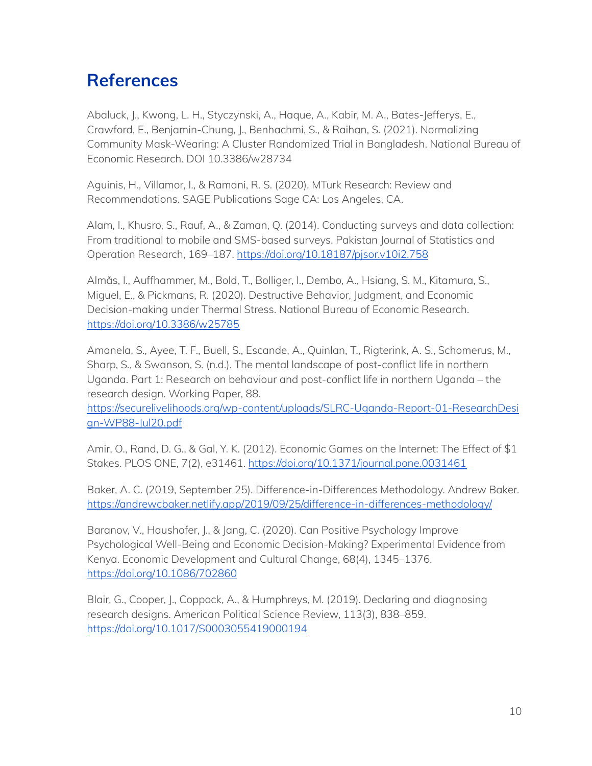## References

Abaluck, J., Kwong, L. H., Styczynski, A., Haque, A., Kabir, M. A., Bates-Jefferys, E., Crawford, E., Benjamin-Chung, J., Benhachmi, S., & Raihan, S. (2021). Normalizing Community Mask-Wearing: A Cluster Randomized Trial in Bangladesh. National Bureau of Economic Research. DOI 10.3386/w28734

Aguinis, H., Villamor, I., & Ramani, R. S. (2020). MTurk Research: Review and Recommendations. SAGE Publications Sage CA: Los Angeles, CA.

Alam, I., Khusro, S., Rauf, A., & Zaman, Q. (2014). Conducting surveys and data collection: From traditional to mobile and SMS-based surveys. Pakistan Journal of Statistics and Operation Research, 169–187. https://doi.org/10.18187/pjsor.v10i2.758

Almås, I., Auffhammer, M., Bold, T., Bolliger, I., Dembo, A., Hsiang, S. M., Kitamura, S., Miguel, E., & Pickmans, R. (2020). Destructive Behavior, Judgment, and Economic Decision-making under Thermal Stress. National Bureau of Economic Research. https://doi.org/10.3386/w25785

Amanela, S., Ayee, T. F., Buell, S., Escande, A., Quinlan, T., Rigterink, A. S., Schomerus, M., Sharp, S., & Swanson, S. (n.d.). The mental landscape of post-conflict life in northern Uganda. Part 1: Research on behaviour and post-conflict life in northern Uganda – the research design. Working Paper, 88. https://securelivelihoods.org/wp-content/uploads/SLRC-Uganda-Report-01-ResearchDesign-WP88-Jul20.pdf

Amir, O., Rand, D. G., & Gal, Y. K. (2012). Economic Games on the Internet: The Effect of $1 Stakes. PLOS ONE, 7(2), e31461. https://doi.org/10.1371/journal.pone.0031461

Baker, A. C. (2019, September 25). Difference-in-Differences Methodology. Andrew Baker. https://andrewcbaker.netlify.app/2019/09/25/difference-in-differences-methodology/

Baranov, V., Haushofer, J., & Jang, C. (2020). Can Positive Psychology Improve Psychological Well-Being and Economic Decision-Making? Experimental Evidence from Kenya. Economic Development and Cultural Change, 68(4), 1345–1376. https://doi.org/10.1086/702860

Blair, G., Cooper, J., Coppock, A., & Humphreys, M. (2019). Declaring and diagnosing research designs. American Political Science Review, 113(3), 838–859. https://doi.org/10.1017/S0003055419000194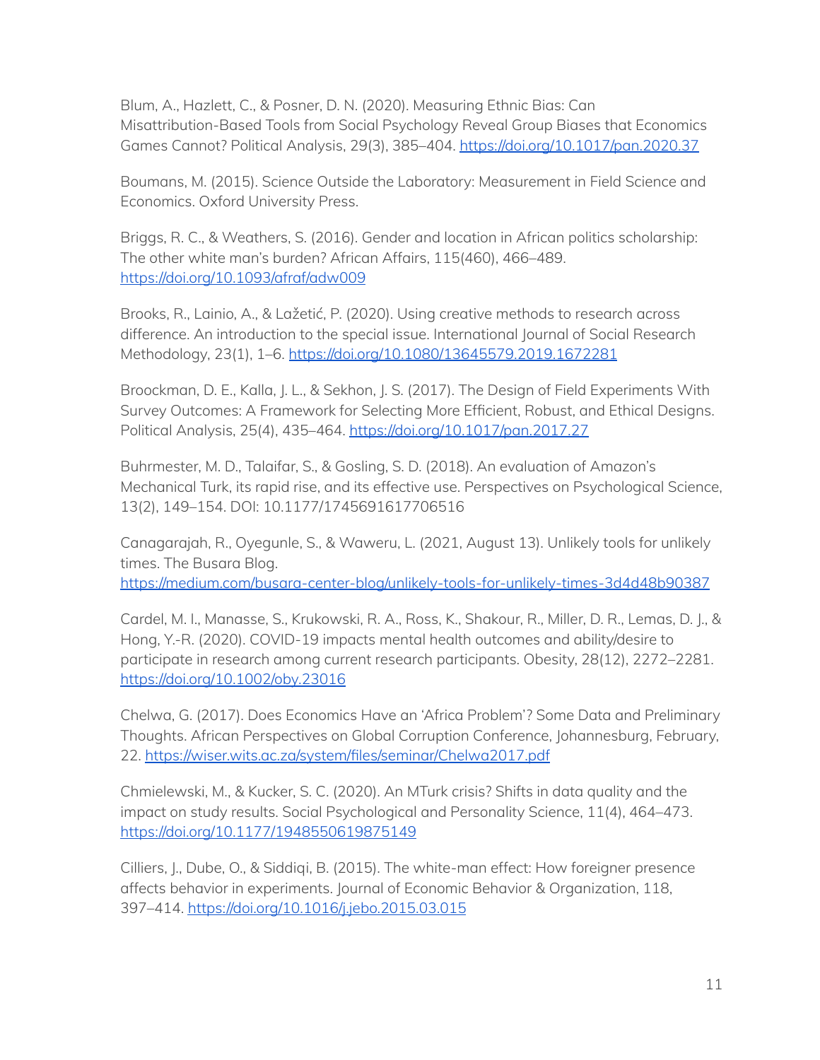Blum, A., Hazlett, C., & Posner, D. N. (2020). Measuring Ethnic Bias: Can Misattribution-Based Tools from Social Psychology Reveal Group Biases that Economics Games Cannot? Political Analysis, 29(3), 385–404. https://doi.org/10.1017/pan.2020.37

Boumans, M. (2015). Science Outside the Laboratory: Measurement in Field Science and Economics. Oxford University Press.

Briggs, R. C., & Weathers, S. (2016). Gender and location in African politics scholarship: The other white man's burden? African Affairs, 115(460), 466–489. https://doi.org/10.1093/afraf/adw009

Brooks, R., Lainio, A., & Lažetić, P. (2020). Using creative methods to research across difference. An introduction to the special issue. International Journal of Social Research Methodology, 23(1), 1–6. https://doi.org/10.1080/13645579.2019.1672281

Broockman, D. E., Kalla, J. L., & Sekhon, J. S. (2017). The Design of Field Experiments With Survey Outcomes: A Framework for Selecting More Efficient, Robust, and Ethical Designs. Political Analysis, 25(4), 435–464. https://doi.org/10.1017/pan.2017.27

Buhrmester, M. D., Talaifar, S., & Gosling, S. D. (2018). An evaluation of Amazon's Mechanical Turk, its rapid rise, and its effective use. Perspectives on Psychological Science, 13(2), 149–154. DOI: 10.1177/1745691617706516

Canagarajah, R., Oyegunle, S., & Waweru, L. (2021, August 13). Unlikely tools for unlikely times. The Busara Blog. https://medium.com/busara-center-blog/unlikely-tools-for-unlikely-times-3d4d48b90387

Cardel, M. I., Manasse, S., Krukowski, R. A., Ross, K., Shakour, R., Miller, D. R., Lemas, D. J., & Hong, Y.-R. (2020). COVID-19 impacts mental health outcomes and ability/desire to participate in research among current research participants. Obesity, 28(12), 2272–2281. https://doi.org/10.1002/oby.23016

Chelwa, G. (2017). Does Economics Have an 'Africa Problem'? Some Data and Preliminary Thoughts. African Perspectives on Global Corruption Conference, Johannesburg, February, 22. https://wiser.wits.ac.za/system/files/seminar/Chelwa2017.pdf

Chmielewski, M., & Kucker, S. C. (2020). An MTurk crisis? Shifts in data quality and the impact on study results. Social Psychological and Personality Science, 11(4), 464–473. https://doi.org/10.1177/1948550619875149

Cilliers, J., Dube, O., & Siddiqi, B. (2015). The white-man effect: How foreigner presence affects behavior in experiments. Journal of Economic Behavior & Organization, 118, 397–414. https://doi.org/10.1016/j.jebo.2015.03.015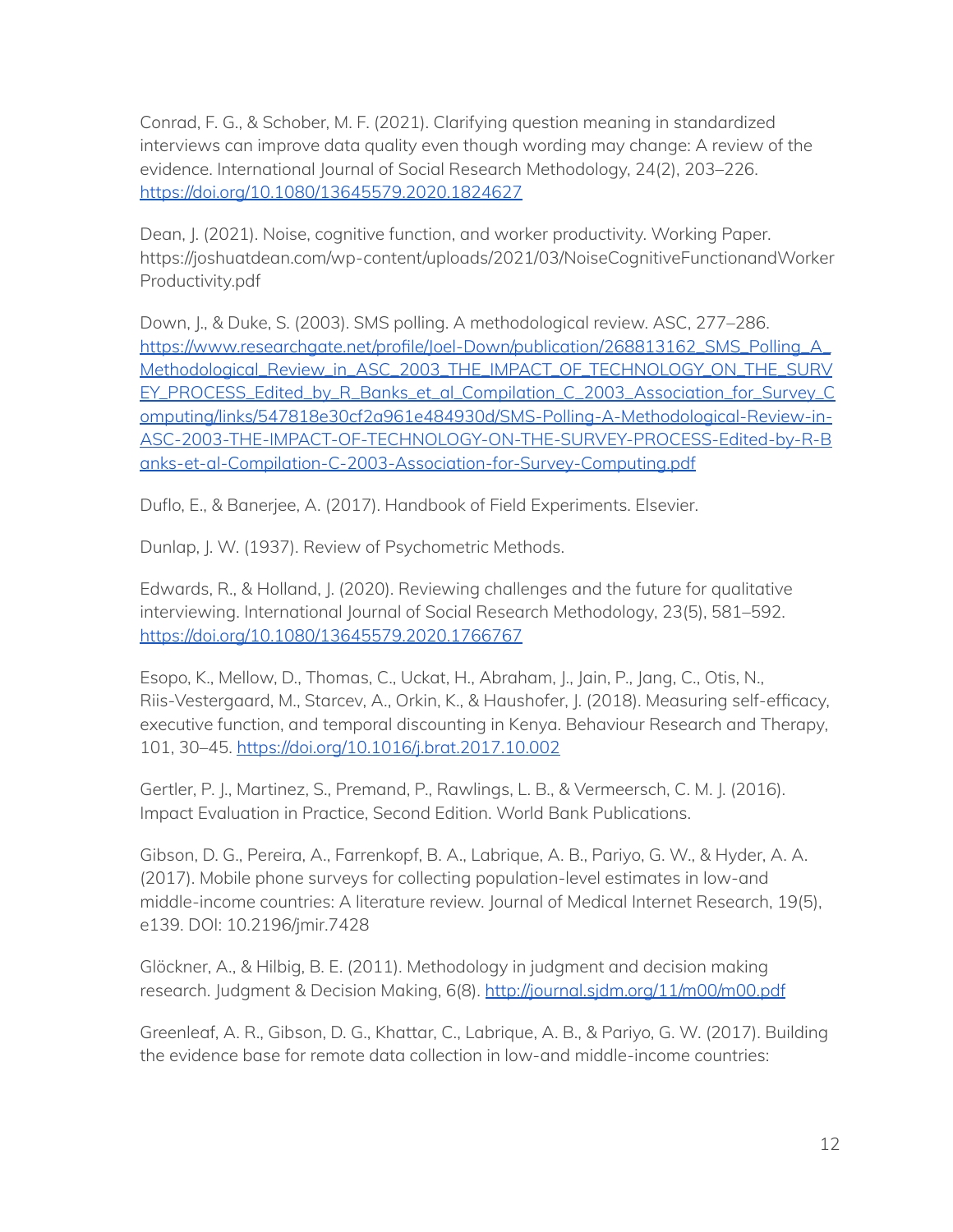Conrad, F. G., & Schober, M. F. (2021). Clarifying question meaning in standardized interviews can improve data quality even though wording may change: A review of the evidence. International Journal of Social Research Methodology, 24(2), 203–226. https://doi.org/10.1080/13645579.2020.1824627

Dean, J. (2021). Noise, cognitive function, and worker productivity. Working Paper. https://joshuatdean.com/wp-content/uploads/2021/03/NoiseCognitiveFunctionandWorkerProductivity.pdf

Down, J., & Duke, S. (2003). SMS polling. A methodological review. ASC, 277–286. https://www.researchgate.net/profile/Joel-Down/publication/268813162_SMS_Polling_A_Methodological_Review_in_ASC_2003_THE_IMPACT_OF_TECHNOLOGY_ON_THE_SURVEY_PROCESS_Edited_by_R_Banks_et_al_Compilation_C_2003_Association_for_Survey_Computing/links/547818e30cf2a961e484930d/SMS-Polling-A-Methodological-Review-in-ASC-2003-THE-IMPACT-OF-TECHNOLOGY-ON-THE-SURVEY-PROCESS-Edited-by-R-Banks-et-al-Compilation-C-2003-Association-for-Survey-Computing.pdf

Duflo, E., & Banerjee, A. (2017). Handbook of Field Experiments. Elsevier.

Dunlap, J. W. (1937). Review of Psychometric Methods.

Edwards, R., & Holland, J. (2020). Reviewing challenges and the future for qualitative interviewing. International Journal of Social Research Methodology, 23(5), 581–592. https://doi.org/10.1080/13645579.2020.1766767

Esopo, K., Mellow, D., Thomas, C., Uckat, H., Abraham, J., Jain, P., Jang, C., Otis, N., Riis-Vestergaard, M., Starcev, A., Orkin, K., & Haushofer, J. (2018). Measuring self-efficacy, executive function, and temporal discounting in Kenya. Behaviour Research and Therapy, 101, 30–45. https://doi.org/10.1016/j.brat.2017.10.002

Gertler, P. J., Martinez, S., Premand, P., Rawlings, L. B., & Vermeersch, C. M. J. (2016). Impact Evaluation in Practice, Second Edition. World Bank Publications.

Gibson, D. G., Pereira, A., Farrenkopf, B. A., Labrique, A. B., Pariyo, G. W., & Hyder, A. A. (2017). Mobile phone surveys for collecting population-level estimates in low-and middle-income countries: A literature review. Journal of Medical Internet Research, 19(5), e139. DOI: 10.2196/jmir.7428

Glöckner, A., & Hilbig, B. E. (2011). Methodology in judgment and decision making research. Judgment & Decision Making, 6(8). http://journal.sjdm.org/11/m00/m00.pdf

Greenleaf, A. R., Gibson, D. G., Khattar, C., Labrique, A. B., & Pariyo, G. W. (2017). Building the evidence base for remote data collection in low-and middle-income countries: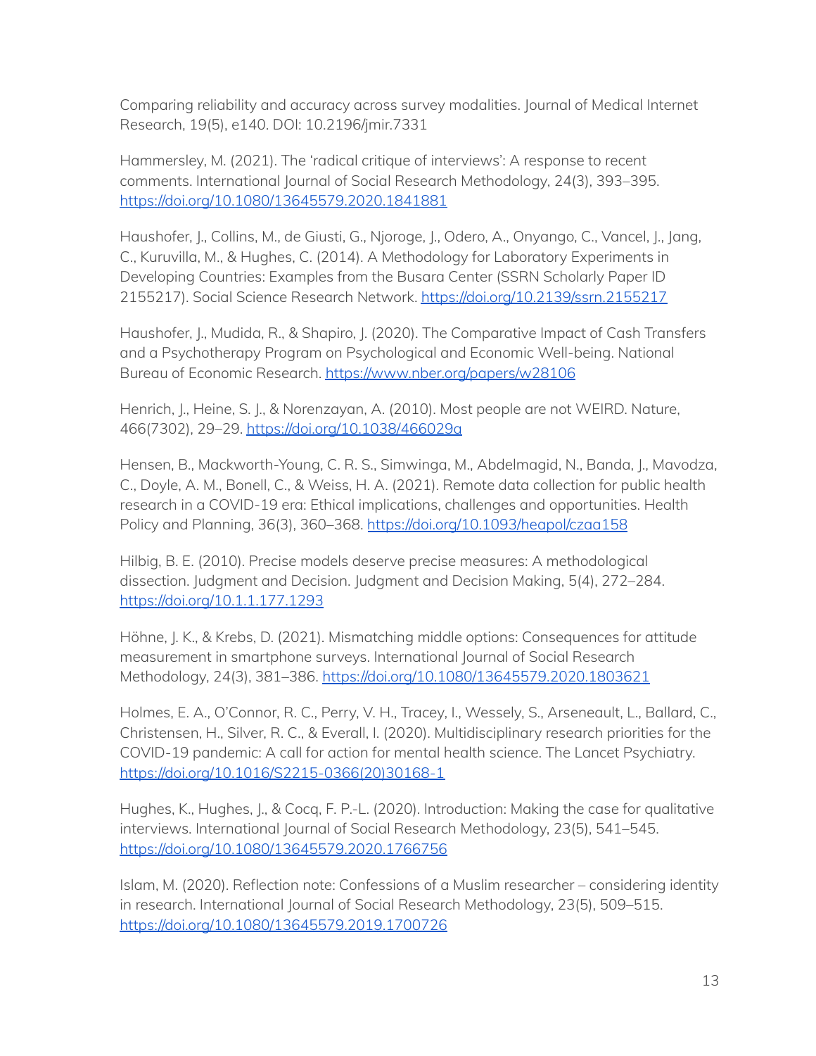Comparing reliability and accuracy across survey modalities. Journal of Medical Internet Research, 19(5), e140. DOI: 10.2196/jmir.7331

Hammersley, M. (2021). The 'radical critique of interviews': A response to recent comments. International Journal of Social Research Methodology, 24(3), 393–395. https://doi.org/10.1080/13645579.2020.1841881

Haushofer, J., Collins, M., de Giusti, G., Njoroge, J., Odero, A., Onyango, C., Vancel, J., Jang, C., Kuruvilla, M., & Hughes, C. (2014). A Methodology for Laboratory Experiments in Developing Countries: Examples from the Busara Center (SSRN Scholarly Paper ID 2155217). Social Science Research Network. https://doi.org/10.2139/ssrn.2155217

Haushofer, J., Mudida, R., & Shapiro, J. (2020). The Comparative Impact of Cash Transfers and a Psychotherapy Program on Psychological and Economic Well-being. National Bureau of Economic Research. https://www.nber.org/papers/w28106

Henrich, J., Heine, S. J., & Norenzayan, A. (2010). Most people are not WEIRD. Nature, 466(7302), 29–29. https://doi.org/10.1038/466029a

Hensen, B., Mackworth-Young, C. R. S., Simwinga, M., Abdelmagid, N., Banda, J., Mavodza, C., Doyle, A. M., Bonell, C., & Weiss, H. A. (2021). Remote data collection for public health research in a COVID-19 era: Ethical implications, challenges and opportunities. Health Policy and Planning, 36(3), 360–368. https://doi.org/10.1093/heapol/czaa158

Hilbig, B. E. (2010). Precise models deserve precise measures: A methodological dissection. Judgment and Decision. Judgment and Decision Making, 5(4), 272–284. https://doi.org/10.1.1.177.1293

Höhne, J. K., & Krebs, D. (2021). Mismatching middle options: Consequences for attitude measurement in smartphone surveys. International Journal of Social Research Methodology, 24(3), 381–386. https://doi.org/10.1080/13645579.2020.1803621

Holmes, E. A., O'Connor, R. C., Perry, V. H., Tracey, I., Wessely, S., Arseneault, L., Ballard, C., Christensen, H., Silver, R. C., & Everall, I. (2020). Multidisciplinary research priorities for the COVID-19 pandemic: A call for action for mental health science. The Lancet Psychiatry. https://doi.org/10.1016/S2215-0366(20)30168-1

Hughes, K., Hughes, J., & Cocq, F. P.-L. (2020). Introduction: Making the case for qualitative interviews. International Journal of Social Research Methodology, 23(5), 541–545. https://doi.org/10.1080/13645579.2020.1766756

Islam, M. (2020). Reflection note: Confessions of a Muslim researcher – considering identity in research. International Journal of Social Research Methodology, 23(5), 509–515. https://doi.org/10.1080/13645579.2019.1700726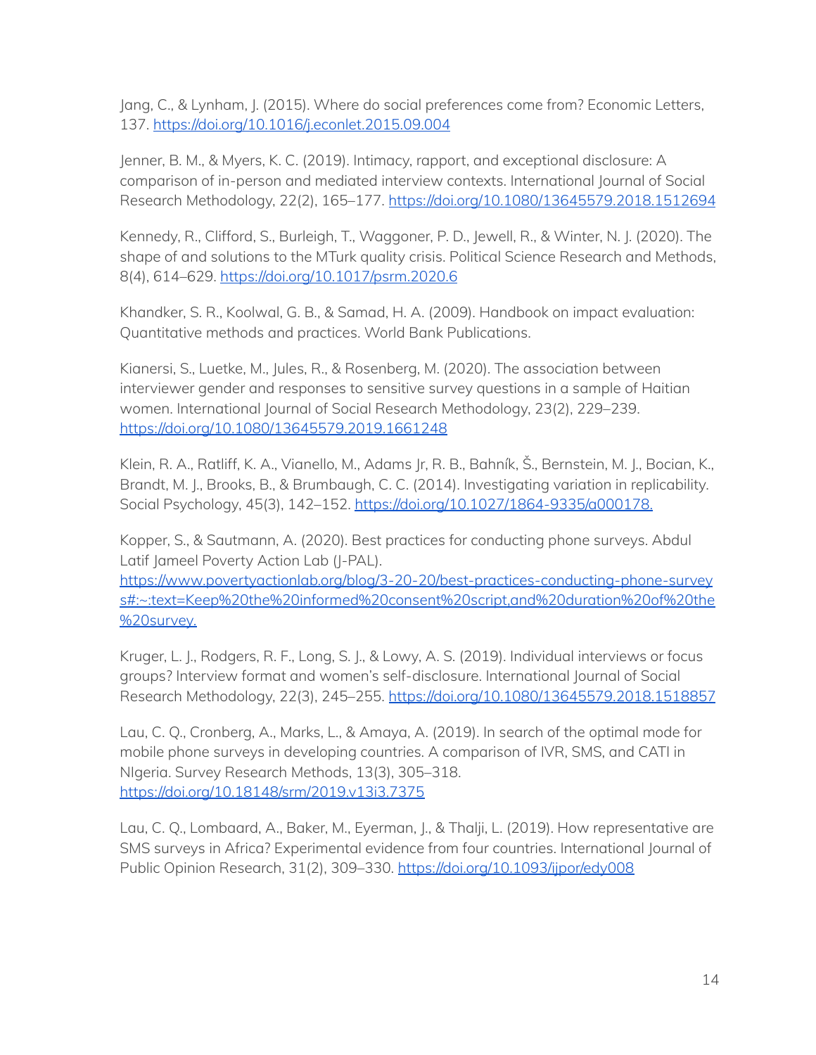Jang, C., & Lynham, J. (2015). Where do social preferences come from? Economic Letters, 137. https://doi.org/10.1016/j.econlet.2015.09.004

Jenner, B. M., & Myers, K. C. (2019). Intimacy, rapport, and exceptional disclosure: A comparison of in-person and mediated interview contexts. International Journal of Social Research Methodology, 22(2), 165–177. https://doi.org/10.1080/13645579.2018.1512694

Kennedy, R., Clifford, S., Burleigh, T., Waggoner, P. D., Jewell, R., & Winter, N. J. (2020). The shape of and solutions to the MTurk quality crisis. Political Science Research and Methods, 8(4), 614–629. https://doi.org/10.1017/psrm.2020.6

Khandker, S. R., Koolwal, G. B., & Samad, H. A. (2009). Handbook on impact evaluation: Quantitative methods and practices. World Bank Publications.

Kianersi, S., Luetke, M., Jules, R., & Rosenberg, M. (2020). The association between interviewer gender and responses to sensitive survey questions in a sample of Haitian women. International Journal of Social Research Methodology, 23(2), 229–239. https://doi.org/10.1080/13645579.2019.1661248

Klein, R. A., Ratliff, K. A., Vianello, M., Adams Jr, R. B., Bahník, Š., Bernstein, M. J., Bocian, K., Brandt, M. J., Brooks, B., & Brumbaugh, C. C. (2014). Investigating variation in replicability. Social Psychology, 45(3), 142–152. https://doi.org/10.1027/1864-9335/a000178.

Kopper, S., & Sautmann, A. (2020). Best practices for conducting phone surveys. Abdul Latif Jameel Poverty Action Lab (J-PAL). https://www.povertyactionlab.org/blog/3-20-20/best-practices-conducting-phone-surveys#:~:text=Keep%20the%20informed%20consent%20script,and%20duration%20of%20the%20survey.

Kruger, L. J., Rodgers, R. F., Long, S. J., & Lowy, A. S. (2019). Individual interviews or focus groups? Interview format and women's self-disclosure. International Journal of Social Research Methodology, 22(3), 245–255. https://doi.org/10.1080/13645579.2018.1518857

Lau, C. Q., Cronberg, A., Marks, L., & Amaya, A. (2019). In search of the optimal mode for mobile phone surveys in developing countries. A comparison of IVR, SMS, and CATI in NIgeria. Survey Research Methods, 13(3), 305–318. https://doi.org/10.18148/srm/2019.v13i3.7375

Lau, C. Q., Lombaard, A., Baker, M., Eyerman, J., & Thalji, L. (2019). How representative are SMS surveys in Africa? Experimental evidence from four countries. International Journal of Public Opinion Research, 31(2), 309–330. https://doi.org/10.1093/ijpor/edy008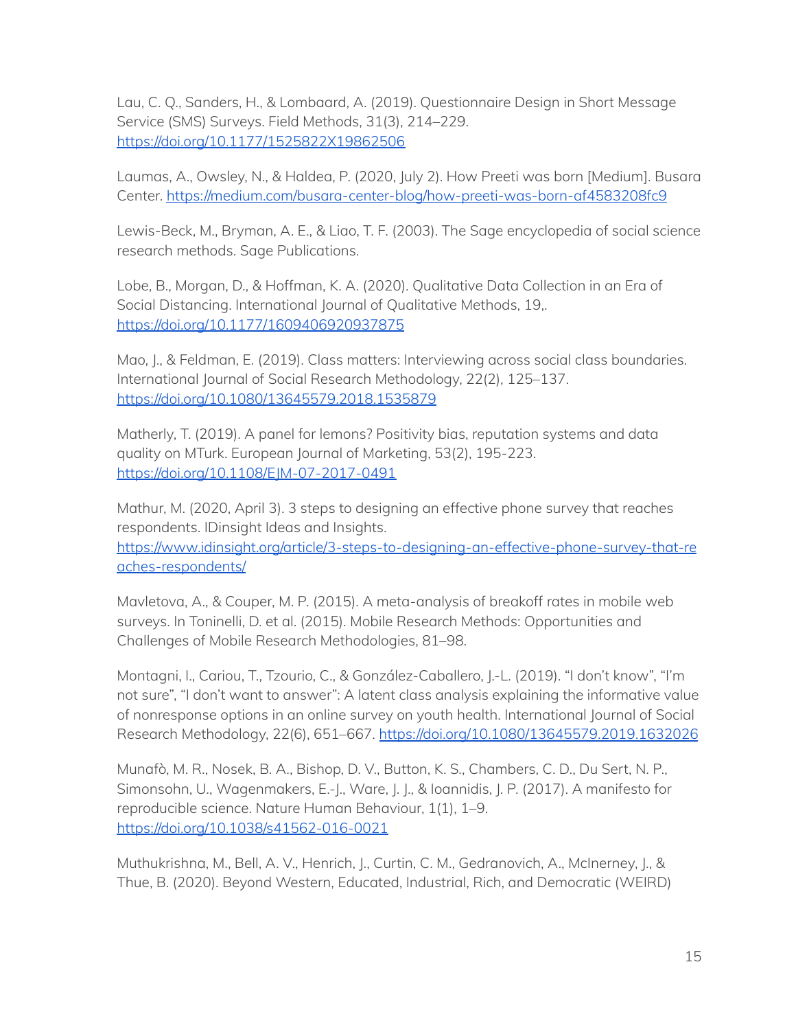Lau, C. Q., Sanders, H., & Lombaard, A. (2019). Questionnaire Design in Short Message Service (SMS) Surveys. Field Methods, 31(3), 214–229. https://doi.org/10.1177/1525822X19862506

Laumas, A., Owsley, N., & Haldea, P. (2020, July 2). How Preeti was born [Medium]. Busara Center. https://medium.com/busara-center-blog/how-preeti-was-born-af4583208fc9

Lewis-Beck, M., Bryman, A. E., & Liao, T. F. (2003). The Sage encyclopedia of social science research methods. Sage Publications.

Lobe, B., Morgan, D., & Hoffman, K. A. (2020). Qualitative Data Collection in an Era of Social Distancing. International Journal of Qualitative Methods, 19,. https://doi.org/10.1177/1609406920937875

Mao, J., & Feldman, E. (2019). Class matters: Interviewing across social class boundaries. International Journal of Social Research Methodology, 22(2), 125–137. https://doi.org/10.1080/13645579.2018.1535879

Matherly, T. (2019). A panel for lemons? Positivity bias, reputation systems and data quality on MTurk. European Journal of Marketing, 53(2), 195-223. https://doi.org/10.1108/EJM-07-2017-0491

Mathur, M. (2020, April 3). 3 steps to designing an effective phone survey that reaches respondents. IDinsight Ideas and Insights. https://www.idinsight.org/article/3-steps-to-designing-an-effective-phone-survey-that-reaches-respondents/

Mavletova, A., & Couper, M. P. (2015). A meta-analysis of breakoff rates in mobile web surveys. In Toninelli, D. et al. (2015). Mobile Research Methods: Opportunities and Challenges of Mobile Research Methodologies, 81–98.

Montagni, I., Cariou, T., Tzourio, C., & González-Caballero, J.-L. (2019). "I don't know", "I'm not sure", "I don't want to answer": A latent class analysis explaining the informative value of nonresponse options in an online survey on youth health. International Journal of Social Research Methodology, 22(6), 651–667. https://doi.org/10.1080/13645579.2019.1632026

Munafò, M. R., Nosek, B. A., Bishop, D. V., Button, K. S., Chambers, C. D., Du Sert, N. P., Simonsohn, U., Wagenmakers, E.-J., Ware, J. J., & Ioannidis, J. P. (2017). A manifesto for reproducible science. Nature Human Behaviour, 1(1), 1–9. https://doi.org/10.1038/s41562-016-0021

Muthukrishna, M., Bell, A. V., Henrich, J., Curtin, C. M., Gedranovich, A., McInerney, J., & Thue, B. (2020). Beyond Western, Educated, Industrial, Rich, and Democratic (WEIRD)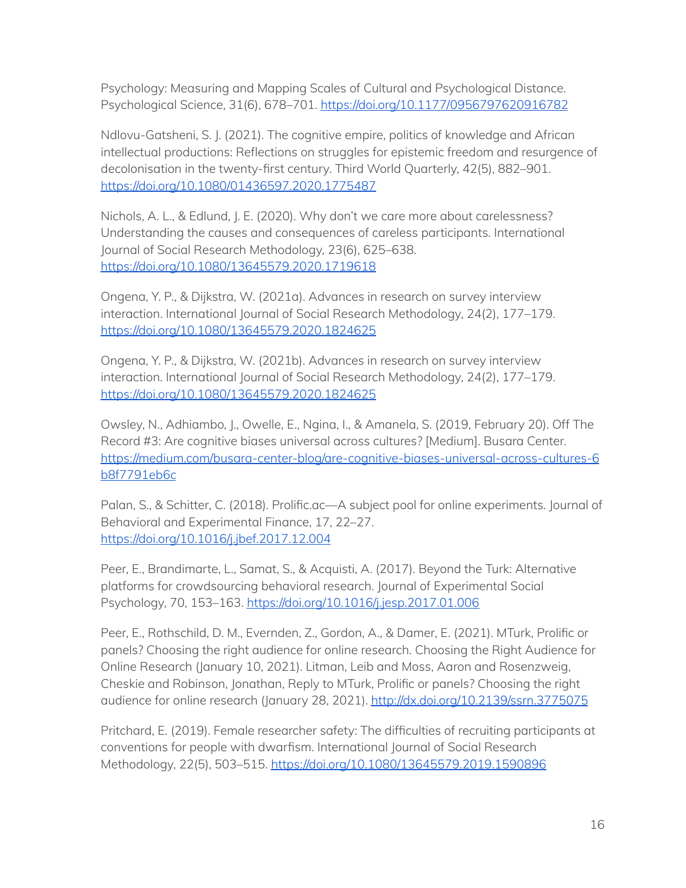Psychology: Measuring and Mapping Scales of Cultural and Psychological Distance. Psychological Science, 31(6), 678–701. https://doi.org/10.1177/0956797620916782

Ndlovu-Gatsheni, S. J. (2021). The cognitive empire, politics of knowledge and African intellectual productions: Reflections on struggles for epistemic freedom and resurgence of decolonisation in the twenty-first century. Third World Quarterly, 42(5), 882–901. https://doi.org/10.1080/01436597.2020.1775487

Nichols, A. L., & Edlund, J. E. (2020). Why don't we care more about carelessness? Understanding the causes and consequences of careless participants. International Journal of Social Research Methodology, 23(6), 625–638. https://doi.org/10.1080/13645579.2020.1719618

Ongena, Y. P., & Dijkstra, W. (2021a). Advances in research on survey interview interaction. International Journal of Social Research Methodology, 24(2), 177–179. https://doi.org/10.1080/13645579.2020.1824625

Ongena, Y. P., & Dijkstra, W. (2021b). Advances in research on survey interview interaction. International Journal of Social Research Methodology, 24(2), 177–179. https://doi.org/10.1080/13645579.2020.1824625

Owsley, N., Adhiambo, J., Owelle, E., Ngina, I., & Amanela, S. (2019, February 20). Off The Record #3: Are cognitive biases universal across cultures? [Medium]. Busara Center. https://medium.com/busara-center-blog/are-cognitive-biases-universal-across-cultures-6b8f7791eb6c

Palan, S., & Schitter, C. (2018). Prolific.ac—A subject pool for online experiments. Journal of Behavioral and Experimental Finance, 17, 22–27. https://doi.org/10.1016/j.jbef.2017.12.004

Peer, E., Brandimarte, L., Samat, S., & Acquisti, A. (2017). Beyond the Turk: Alternative platforms for crowdsourcing behavioral research. Journal of Experimental Social Psychology, 70, 153–163. https://doi.org/10.1016/j.jesp.2017.01.006

Peer, E., Rothschild, D. M., Evernden, Z., Gordon, A., & Damer, E. (2021). MTurk, Prolific or panels? Choosing the right audience for online research. Choosing the Right Audience for Online Research (January 10, 2021). Litman, Leib and Moss, Aaron and Rosenzweig, Cheskie and Robinson, Jonathan, Reply to MTurk, Prolific or panels? Choosing the right audience for online research (January 28, 2021). http://dx.doi.org/10.2139/ssrn.3775075

Pritchard, E. (2019). Female researcher safety: The difficulties of recruiting participants at conventions for people with dwarfism. International Journal of Social Research Methodology, 22(5), 503–515. https://doi.org/10.1080/13645579.2019.1590896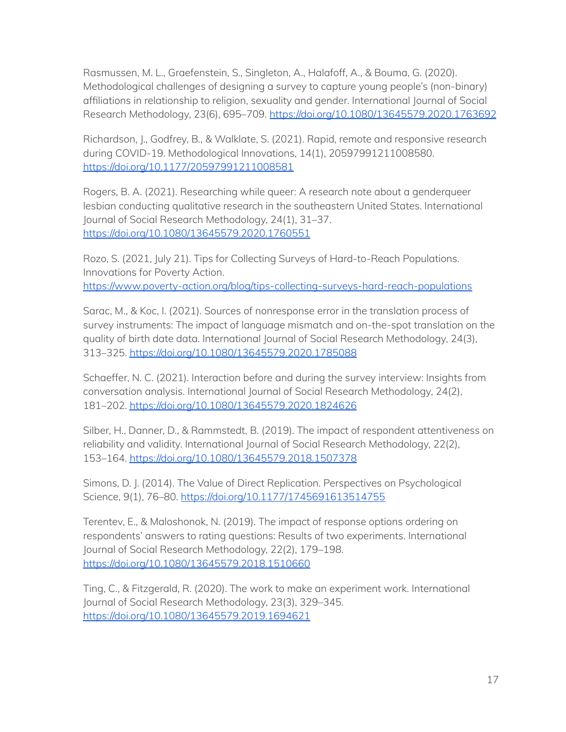Rasmussen, M. L., Graefenstein, S., Singleton, A., Halafoff, A., & Bouma, G. (2020). Methodological challenges of designing a survey to capture young people's (non-binary) affiliations in relationship to religion, sexuality and gender. International Journal of Social Research Methodology, 23(6), 695–709. https://doi.org/10.1080/13645579.2020.1763692

Richardson, J., Godfrey, B., & Walklate, S. (2021). Rapid, remote and responsive research during COVID-19. Methodological Innovations, 14(1), 20597991211008580. https://doi.org/10.1177/20597991211008581

Rogers, B. A. (2021). Researching while queer: A research note about a genderqueer lesbian conducting qualitative research in the southeastern United States. International Journal of Social Research Methodology, 24(1), 31–37. https://doi.org/10.1080/13645579.2020.1760551

Rozo, S. (2021, July 21). Tips for Collecting Surveys of Hard-to-Reach Populations. Innovations for Poverty Action. https://www.poverty-action.org/blog/tips-collecting-surveys-hard-reach-populations

Sarac, M., & Koc, I. (2021). Sources of nonresponse error in the translation process of survey instruments: The impact of language mismatch and on-the-spot translation on the quality of birth date data. International Journal of Social Research Methodology, 24(3), 313–325. https://doi.org/10.1080/13645579.2020.1785088

Schaeffer, N. C. (2021). Interaction before and during the survey interview: Insights from conversation analysis. International Journal of Social Research Methodology, 24(2), 181–202. https://doi.org/10.1080/13645579.2020.1824626

Silber, H., Danner, D., & Rammstedt, B. (2019). The impact of respondent attentiveness on reliability and validity. International Journal of Social Research Methodology, 22(2), 153–164. https://doi.org/10.1080/13645579.2018.1507378

Simons, D. J. (2014). The Value of Direct Replication. Perspectives on Psychological Science, 9(1), 76–80. https://doi.org/10.1177/1745691613514755

Terentev, E., & Maloshonok, N. (2019). The impact of response options ordering on respondents' answers to rating questions: Results of two experiments. International Journal of Social Research Methodology, 22(2), 179–198. https://doi.org/10.1080/13645579.2018.1510660

Ting, C., & Fitzgerald, R. (2020). The work to make an experiment work. International Journal of Social Research Methodology, 23(3), 329–345. https://doi.org/10.1080/13645579.2019.1694621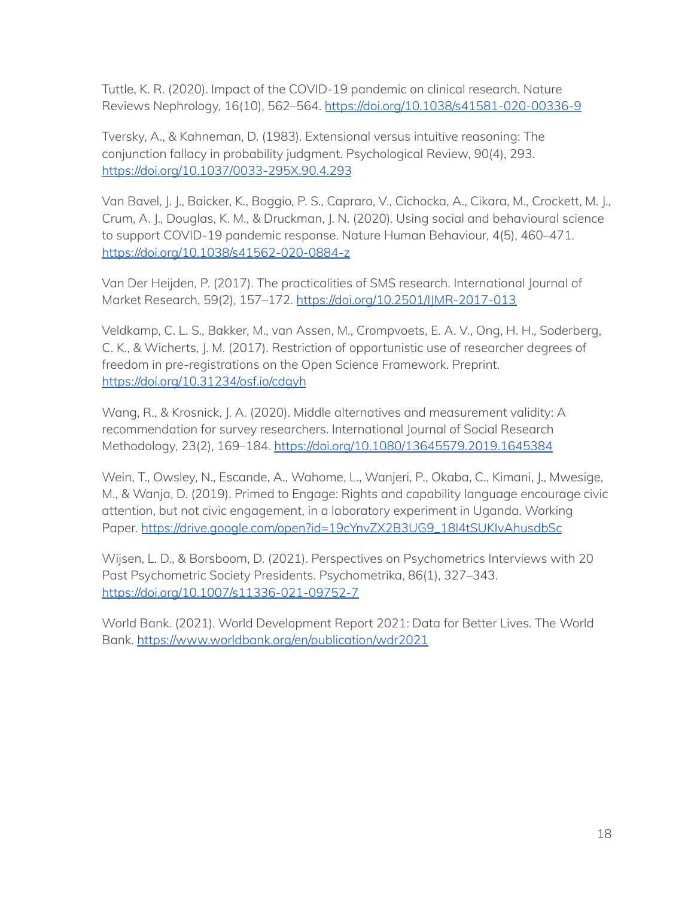Tuttle, K. R. (2020). Impact of the COVID-19 pandemic on clinical research. Nature Reviews Nephrology, 16(10), 562–564. https://doi.org/10.1038/s41581-020-00336-9

Tversky, A., & Kahneman, D. (1983). Extensional versus intuitive reasoning: The conjunction fallacy in probability judgment. Psychological Review, 90(4), 293. https://doi.org/10.1037/0033-295X.90.4.293

Van Bavel, J. J., Baicker, K., Boggio, P. S., Capraro, V., Cichocka, A., Cikara, M., Crockett, M. J., Crum, A. J., Douglas, K. M., & Druckman, J. N. (2020). Using social and behavioural science to support COVID-19 pandemic response. Nature Human Behaviour, 4(5), 460–471. https://doi.org/10.1038/s41562-020-0884-z

Van Der Heijden, P. (2017). The practicalities of SMS research. International Journal of Market Research, 59(2), 157–172. https://doi.org/10.2501/IJMR-2017-013

Veldkamp, C. L. S., Bakker, M., van Assen, M., Crompvoets, E. A. V., Ong, H. H., Soderberg, C. K., & Wicherts, J. M. (2017). Restriction of opportunistic use of researcher degrees of freedom in pre-registrations on the Open Science Framework. Preprint. https://doi.org/10.31234/osf.io/cdgyh

Wang, R., & Krosnick, J. A. (2020). Middle alternatives and measurement validity: A recommendation for survey researchers. International Journal of Social Research Methodology, 23(2), 169–184. https://doi.org/10.1080/13645579.2019.1645384

Wein, T., Owsley, N., Escande, A., Wahome, L., Wanjeri, P., Okaba, C., Kimani, J., Mwesige, M., & Wanja, D. (2019). Primed to Engage: Rights and capability language encourage civic attention, but not civic engagement, in a laboratory experiment in Uganda. Working Paper. https://drive.google.com/open?id=19cYnvZX2B3UG9_18l4tSUKIvAhusdbSc

Wijsen, L. D., & Borsboom, D. (2021). Perspectives on Psychometrics Interviews with 20 Past Psychometric Society Presidents. Psychometrika, 86(1), 327–343. https://doi.org/10.1007/s11336-021-09752-7

World Bank. (2021). World Development Report 2021: Data for Better Lives. The World Bank. https://www.worldbank.org/en/publication/wdr2021